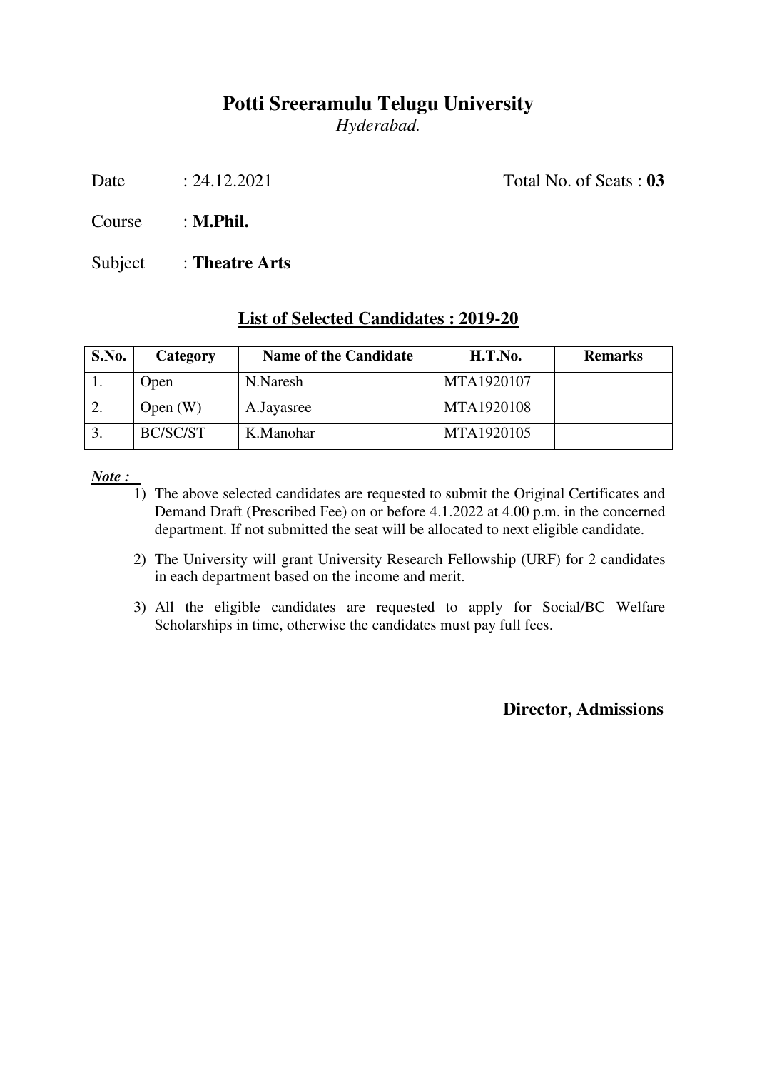# Potti Sreeramulu Telugu University

*Hyderabad.*

Date : 24.12.2021 Total No. of Seats : **03**

Course : **M.Phil.**

Subject : **Theatre Arts**

## List of Selected Candidates : 2019-20

| S.No. | Category | Name of the Candidate | H.T.No. | Remarks |
|---|---|---|---|---|
| 1. | Open | N.Naresh | MTA1920107 | |
| 2. | Open (W) | A.Jayasree | MTA1920108 | |
| 3. | BC/SC/ST | K.Manohar | MTA1920105 | |

***Note :***

1) The above selected candidates are requested to submit the Original Certificates and Demand Draft (Prescribed Fee) on or before 4.1.2022 at 4.00 p.m. in the concerned department. If not submitted the seat will be allocated to next eligible candidate.
2) The University will grant University Research Fellowship (URF) for 2 candidates in each department based on the income and merit.
3) All the eligible candidates are requested to apply for Social/BC Welfare Scholarships in time, otherwise the candidates must pay full fees.

**Director, Admissions**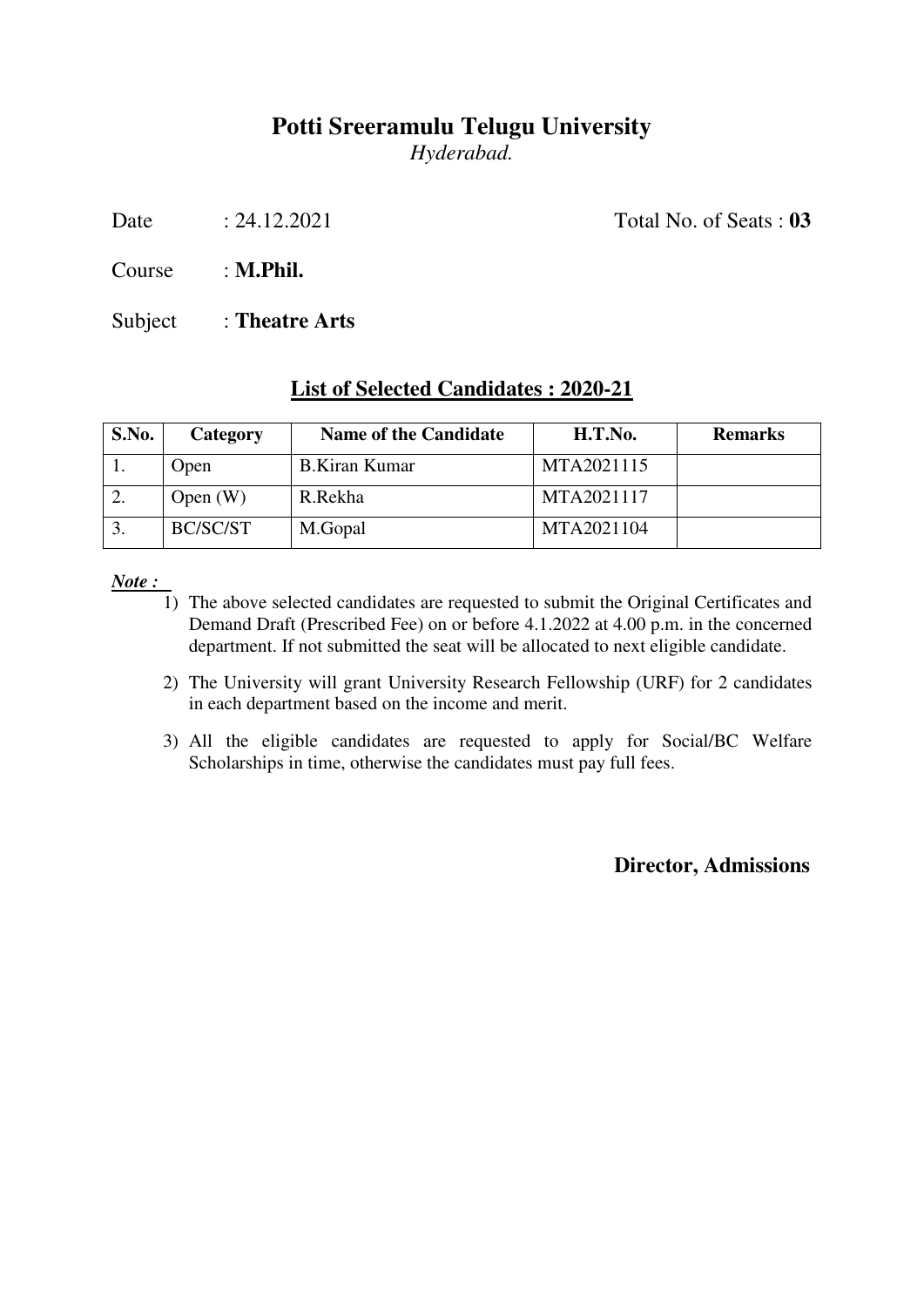# Potti Sreeramulu Telugu University

*Hyderabad.*

Date : 24.12.2021 Total No. of Seats : **03**

Course : **M.Phil.**

Subject : **Theatre Arts**

## List of Selected Candidates : 2020-21

| S.No. | Category | Name of the Candidate | H.T.No. | Remarks |
|---|---|---|---|---|
| 1. | Open | B.Kiran Kumar | MTA2021115 | |
| 2. | Open (W) | R.Rekha | MTA2021117 | |
| 3. | BC/SC/ST | M.Gopal | MTA2021104 | |

***Note :***

1) The above selected candidates are requested to submit the Original Certificates and Demand Draft (Prescribed Fee) on or before 4.1.2022 at 4.00 p.m. in the concerned department. If not submitted the seat will be allocated to next eligible candidate.
2) The University will grant University Research Fellowship (URF) for 2 candidates in each department based on the income and merit.
3) All the eligible candidates are requested to apply for Social/BC Welfare Scholarships in time, otherwise the candidates must pay full fees.

**Director, Admissions**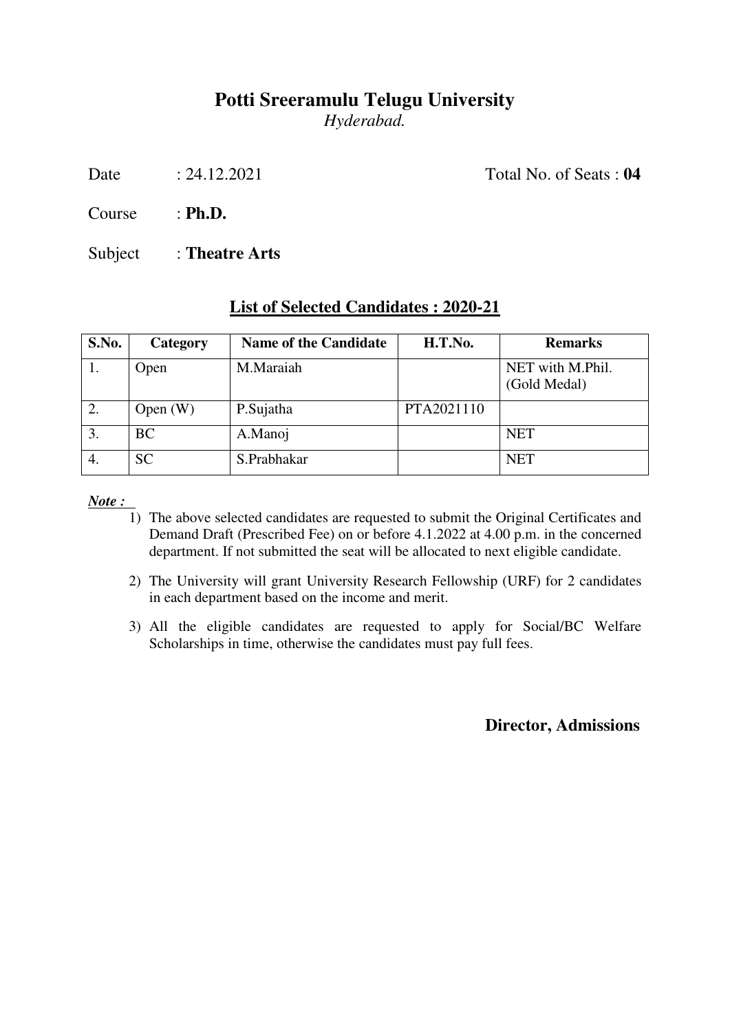# Potti Sreeramulu Telugu University

*Hyderabad.*

Date : 24.12.2021 Total No. of Seats : **04**

Course : **Ph.D.**

Subject : **Theatre Arts**

## <u>List of Selected Candidates : 2020-21</u>

| S.No. | Category | Name of the Candidate | H.T.No. | Remarks |
|---|---|---|---|---|
| 1. | Open | M.Maraiah | | NET with M.Phil. (Gold Medal) |
| 2. | Open (W) | P.Sujatha | PTA2021110 | |
| 3. | BC | A.Manoj | | NET |
| 4. | SC | S.Prabhakar | | NET |

***Note :***

1) The above selected candidates are requested to submit the Original Certificates and Demand Draft (Prescribed Fee) on or before 4.1.2022 at 4.00 p.m. in the concerned department. If not submitted the seat will be allocated to next eligible candidate.
2) The University will grant University Research Fellowship (URF) for 2 candidates in each department based on the income and merit.
3) All the eligible candidates are requested to apply for Social/BC Welfare Scholarships in time, otherwise the candidates must pay full fees.

**Director, Admissions**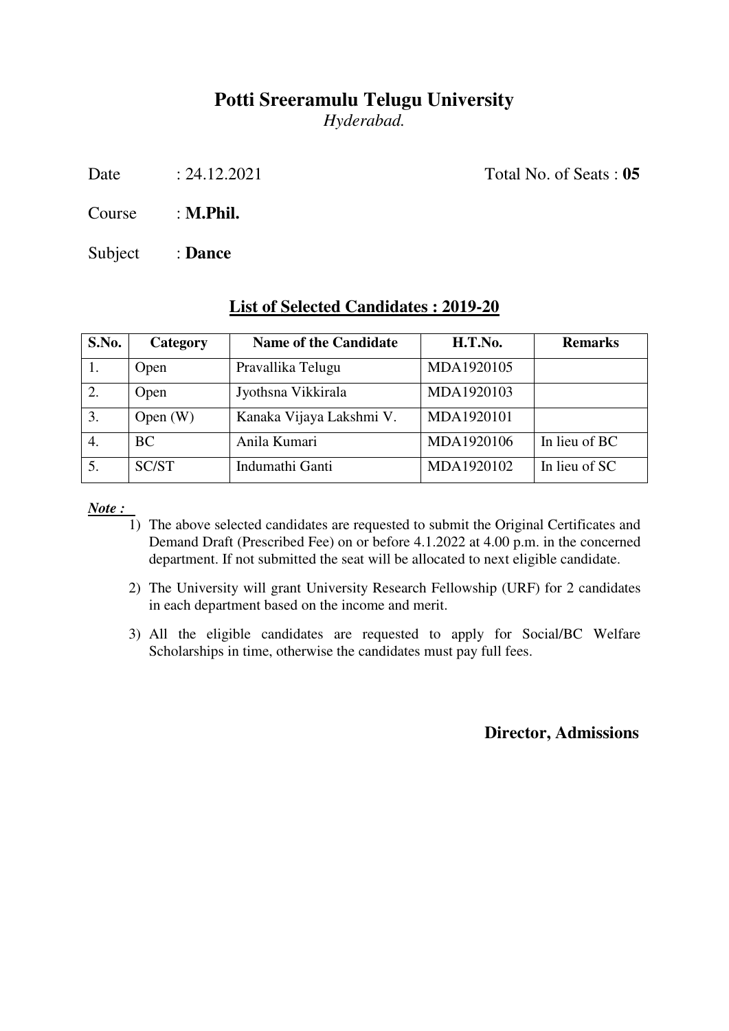# Potti Sreeramulu Telugu University

*Hyderabad.*

Date : 24.12.2021 Total No. of Seats : **05**

Course : **M.Phil.**

Subject : **Dance**

## List of Selected Candidates : 2019-20

| S.No. | Category | Name of the Candidate | H.T.No. | Remarks |
|---|---|---|---|---|
| 1. | Open | Pravallika Telugu | MDA1920105 | |
| 2. | Open | Jyothsna Vikkirala | MDA1920103 | |
| 3. | Open (W) | Kanaka Vijaya Lakshmi V. | MDA1920101 | |
| 4. | BC | Anila Kumari | MDA1920106 | In lieu of BC |
| 5. | SC/ST | Indumathi Ganti | MDA1920102 | In lieu of SC |

***Note :***

1) The above selected candidates are requested to submit the Original Certificates and Demand Draft (Prescribed Fee) on or before 4.1.2022 at 4.00 p.m. in the concerned department. If not submitted the seat will be allocated to next eligible candidate.
2) The University will grant University Research Fellowship (URF) for 2 candidates in each department based on the income and merit.
3) All the eligible candidates are requested to apply for Social/BC Welfare Scholarships in time, otherwise the candidates must pay full fees.

**Director, Admissions**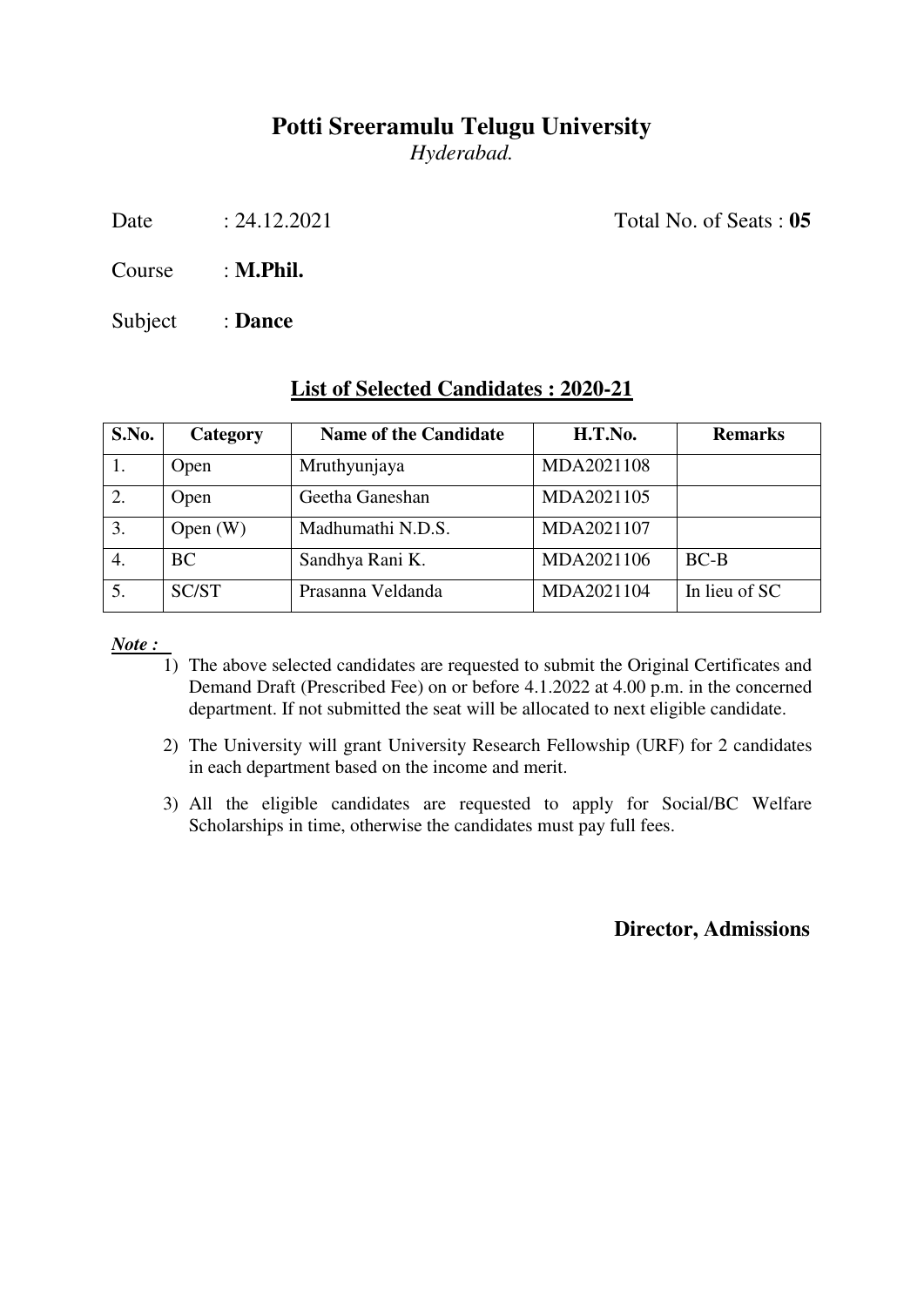# Potti Sreeramulu Telugu University

*Hyderabad.*

Date : 24.12.2021 Total No. of Seats : **05**

Course : **M.Phil.**

Subject : **Dance**

## List of Selected Candidates : 2020-21

| S.No. | Category | Name of the Candidate | H.T.No. | Remarks |
|---|---|---|---|---|
| 1. | Open | Mruthyunjaya | MDA2021108 | |
| 2. | Open | Geetha Ganeshan | MDA2021105 | |
| 3. | Open (W) | Madhumathi N.D.S. | MDA2021107 | |
| 4. | BC | Sandhya Rani K. | MDA2021106 | BC-B |
| 5. | SC/ST | Prasanna Veldanda | MDA2021104 | In lieu of SC |

***Note :***

1) The above selected candidates are requested to submit the Original Certificates and Demand Draft (Prescribed Fee) on or before 4.1.2022 at 4.00 p.m. in the concerned department. If not submitted the seat will be allocated to next eligible candidate.
2) The University will grant University Research Fellowship (URF) for 2 candidates in each department based on the income and merit.
3) All the eligible candidates are requested to apply for Social/BC Welfare Scholarships in time, otherwise the candidates must pay full fees.

**Director, Admissions**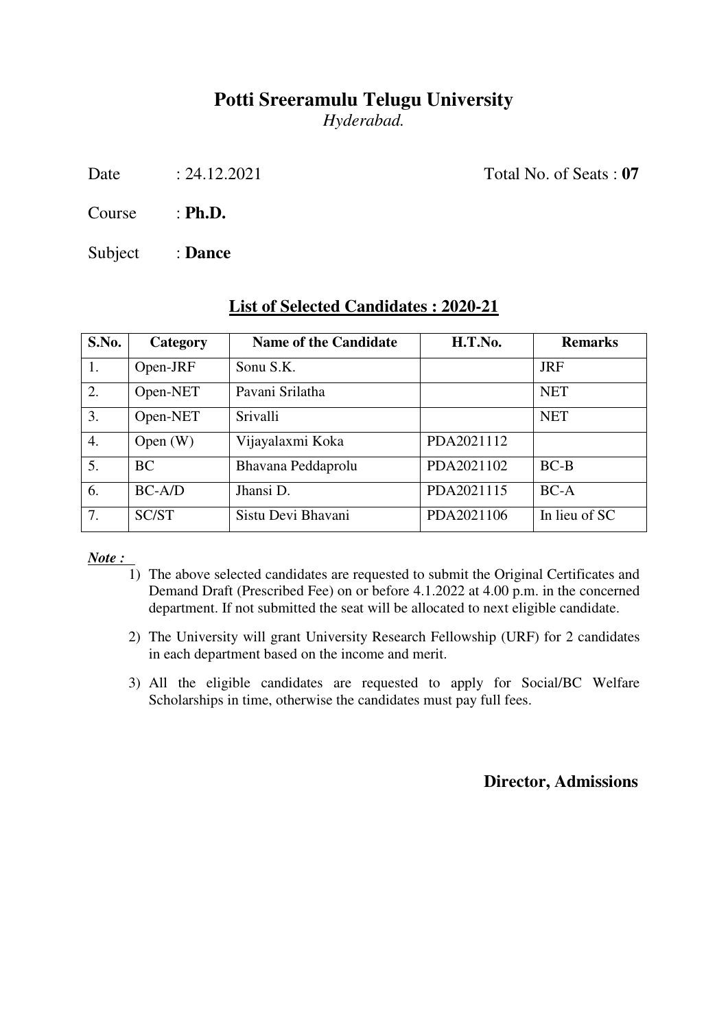# Potti Sreeramulu Telugu University

*Hyderabad.*

Date : 24.12.2021 Total No. of Seats : **07**

Course : **Ph.D.**

Subject : **Dance**

## List of Selected Candidates : 2020-21

| S.No. | Category | Name of the Candidate | H.T.No. | Remarks |
|---|---|---|---|---|
| 1. | Open-JRF | Sonu S.K. | | JRF |
| 2. | Open-NET | Pavani Srilatha | | NET |
| 3. | Open-NET | Srivalli | | NET |
| 4. | Open (W) | Vijayalaxmi Koka | PDA2021112 | |
| 5. | BC | Bhavana Peddaprolu | PDA2021102 | BC-B |
| 6. | BC-A/D | Jhansi D. | PDA2021115 | BC-A |
| 7. | SC/ST | Sistu Devi Bhavani | PDA2021106 | In lieu of SC |

***Note :***

1) The above selected candidates are requested to submit the Original Certificates and Demand Draft (Prescribed Fee) on or before 4.1.2022 at 4.00 p.m. in the concerned department. If not submitted the seat will be allocated to next eligible candidate.
2) The University will grant University Research Fellowship (URF) for 2 candidates in each department based on the income and merit.
3) All the eligible candidates are requested to apply for Social/BC Welfare Scholarships in time, otherwise the candidates must pay full fees.

**Director, Admissions**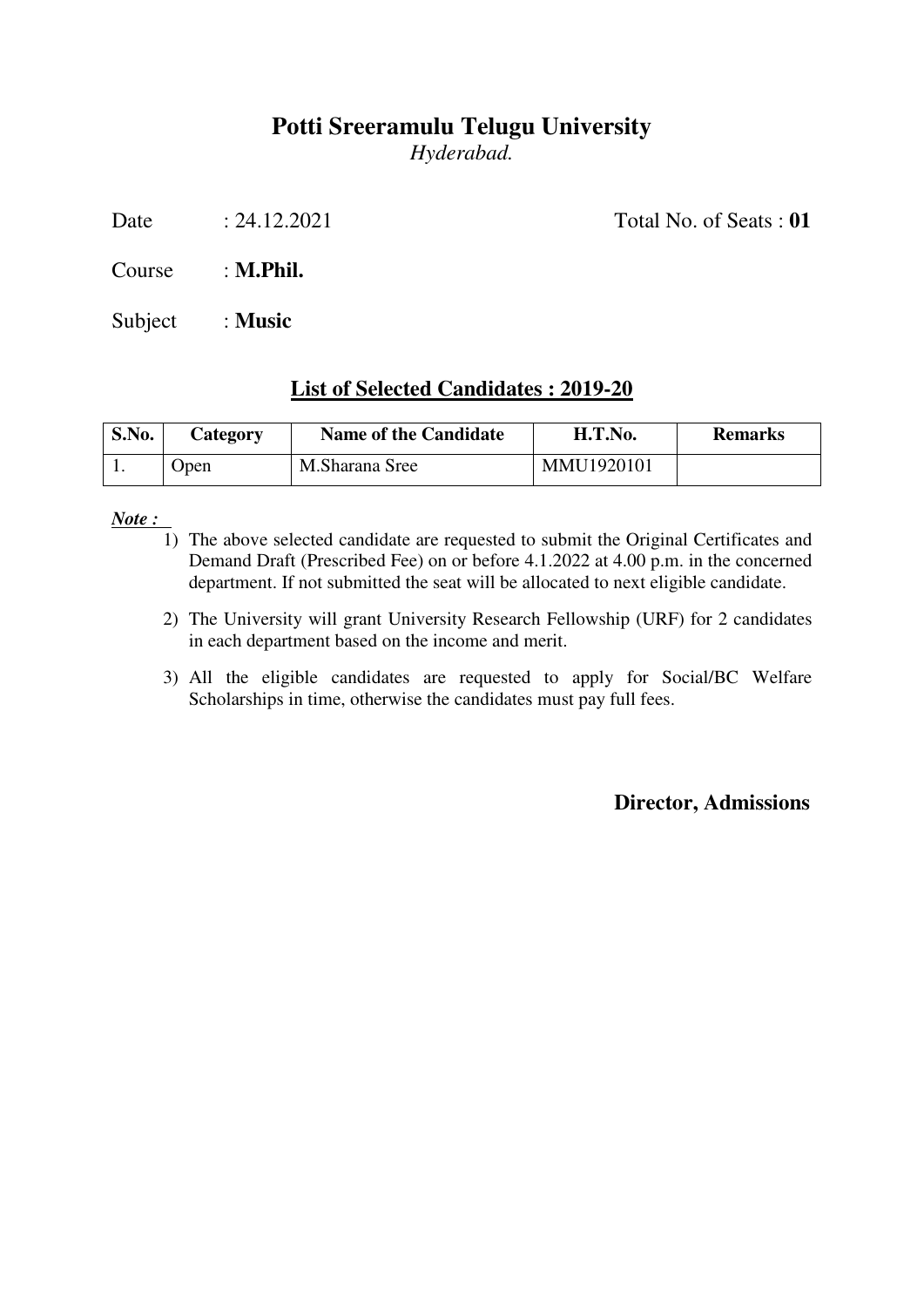# Potti Sreeramulu Telugu University

*Hyderabad.*

Date : 24.12.2021 Total No. of Seats : **01**

Course : **M.Phil.**

Subject : **Music**

## List of Selected Candidates : 2019-20

| S.No. | Category | Name of the Candidate | H.T.No. | Remarks |
|---|---|---|---|---|
| 1. | Open | M.Sharana Sree | MMU1920101 | |

***Note :***

1) The above selected candidate are requested to submit the Original Certificates and Demand Draft (Prescribed Fee) on or before 4.1.2022 at 4.00 p.m. in the concerned department. If not submitted the seat will be allocated to next eligible candidate.
2) The University will grant University Research Fellowship (URF) for 2 candidates in each department based on the income and merit.
3) All the eligible candidates are requested to apply for Social/BC Welfare Scholarships in time, otherwise the candidates must pay full fees.

**Director, Admissions**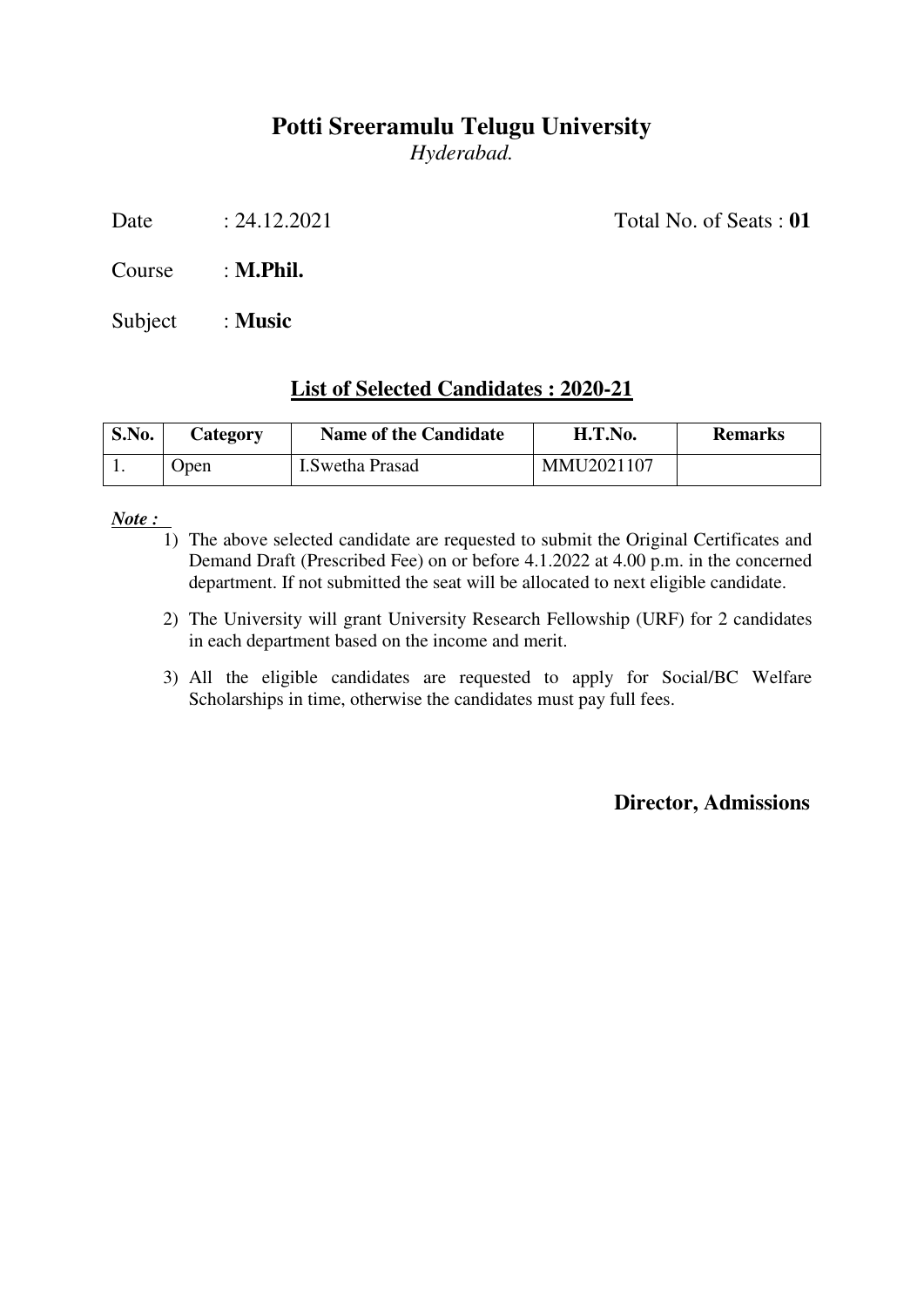# Potti Sreeramulu Telugu University

*Hyderabad.*

Date : 24.12.2021 Total No. of Seats : **01**

Course : **M.Phil.**

Subject : **Music**

## List of Selected Candidates : 2020-21

| S.No. | Category | Name of the Candidate | H.T.No. | Remarks |
|---|---|---|---|---|
| 1. | Open | I.Swetha Prasad | MMU2021107 | |

***Note :***

1) The above selected candidate are requested to submit the Original Certificates and Demand Draft (Prescribed Fee) on or before 4.1.2022 at 4.00 p.m. in the concerned department. If not submitted the seat will be allocated to next eligible candidate.

2) The University will grant University Research Fellowship (URF) for 2 candidates in each department based on the income and merit.

3) All the eligible candidates are requested to apply for Social/BC Welfare Scholarships in time, otherwise the candidates must pay full fees.

**Director, Admissions**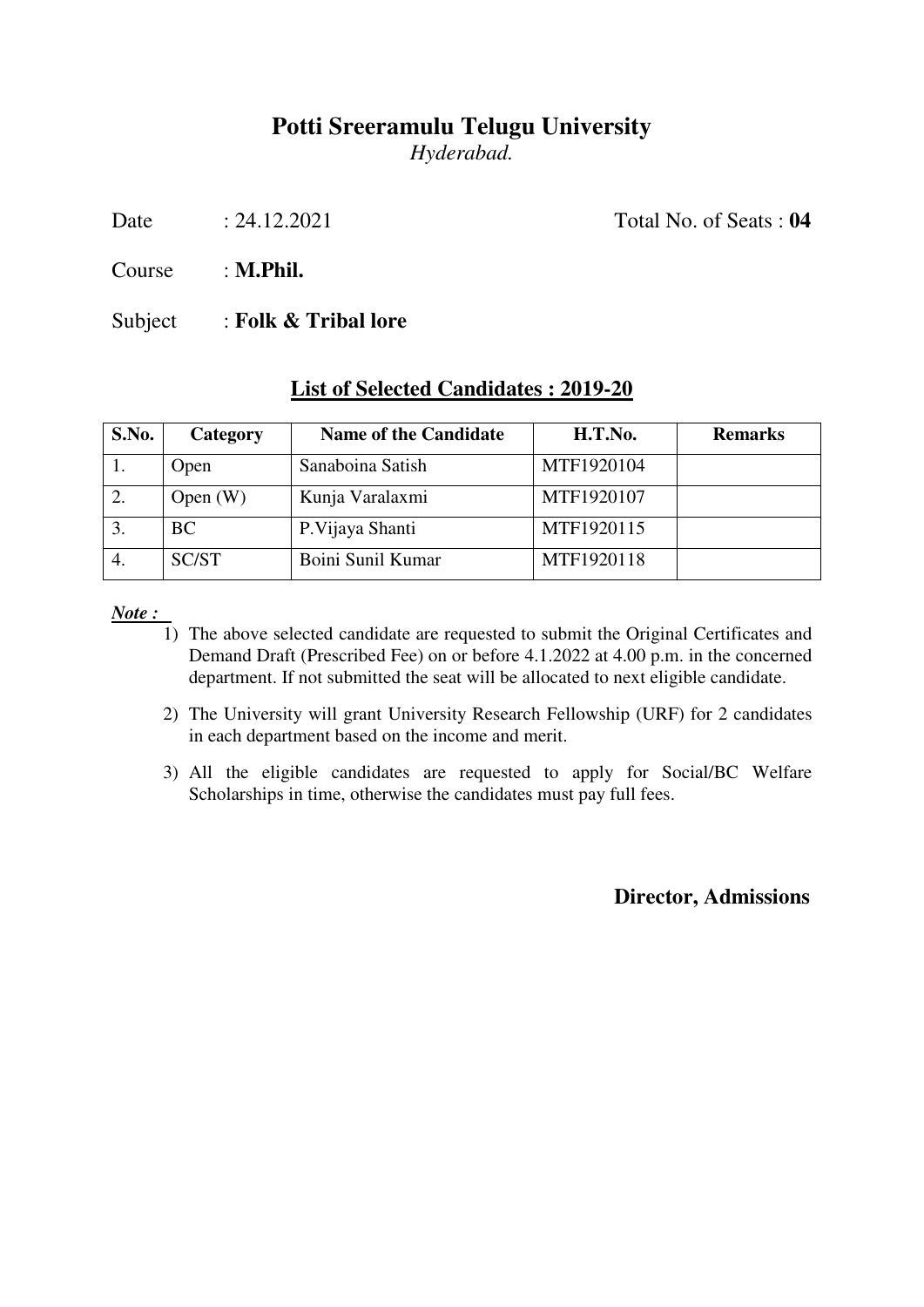# Potti Sreeramulu Telugu University

*Hyderabad.*

Date : 24.12.2021 Total No. of Seats : **04**

Course : **M.Phil.**

Subject : **Folk & Tribal lore**

## List of Selected Candidates : 2019-20

| S.No. | Category | Name of the Candidate | H.T.No. | Remarks |
|---|---|---|---|---|
| 1. | Open | Sanaboina Satish | MTF1920104 | |
| 2. | Open (W) | Kunja Varalaxmi | MTF1920107 | |
| 3. | BC | P.Vijaya Shanti | MTF1920115 | |
| 4. | SC/ST | Boini Sunil Kumar | MTF1920118 | |

***Note :***

1) The above selected candidate are requested to submit the Original Certificates and Demand Draft (Prescribed Fee) on or before 4.1.2022 at 4.00 p.m. in the concerned department. If not submitted the seat will be allocated to next eligible candidate.

2) The University will grant University Research Fellowship (URF) for 2 candidates in each department based on the income and merit.

3) All the eligible candidates are requested to apply for Social/BC Welfare Scholarships in time, otherwise the candidates must pay full fees.

**Director, Admissions**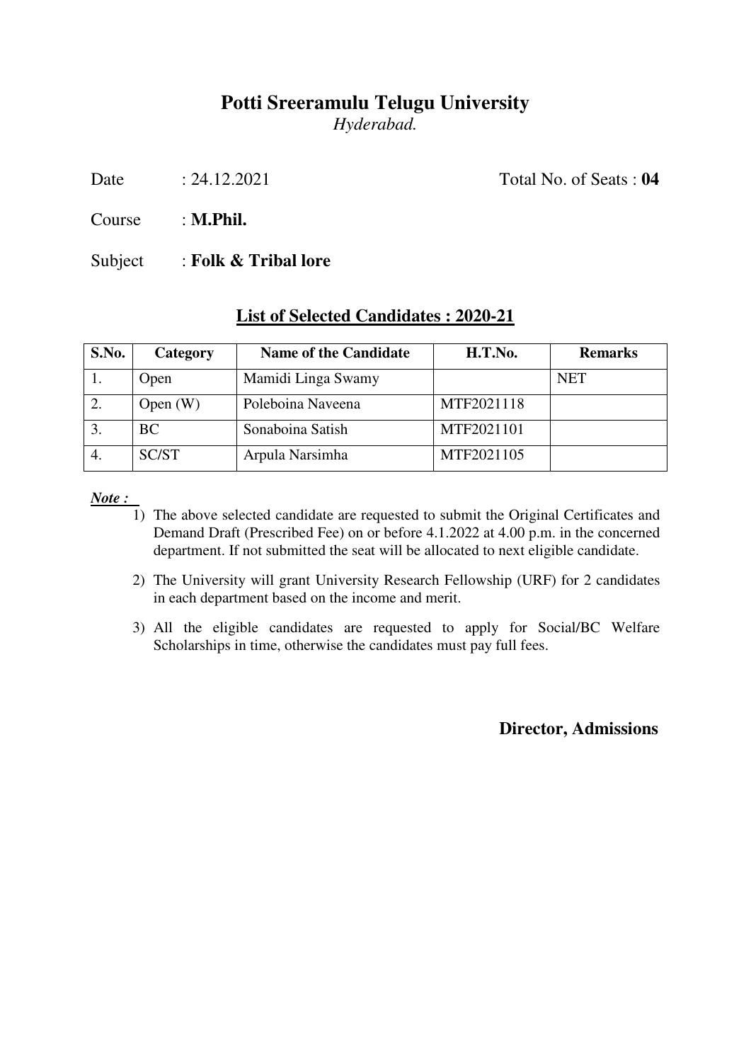# Potti Sreeramulu Telugu University

*Hyderabad.*

Date : 24.12.2021 Total No. of Seats : **04**

Course : **M.Phil.**

Subject : **Folk & Tribal lore**

## List of Selected Candidates : 2020-21

| S.No. | Category | Name of the Candidate | H.T.No. | Remarks |
|---|---|---|---|---|
| 1. | Open | Mamidi Linga Swamy | | NET |
| 2. | Open (W) | Poleboina Naveena | MTF2021118 | |
| 3. | BC | Sonaboina Satish | MTF2021101 | |
| 4. | SC/ST | Arpula Narsimha | MTF2021105 | |

***Note :***

1) The above selected candidate are requested to submit the Original Certificates and Demand Draft (Prescribed Fee) on or before 4.1.2022 at 4.00 p.m. in the concerned department. If not submitted the seat will be allocated to next eligible candidate.
2) The University will grant University Research Fellowship (URF) for 2 candidates in each department based on the income and merit.
3) All the eligible candidates are requested to apply for Social/BC Welfare Scholarships in time, otherwise the candidates must pay full fees.

**Director, Admissions**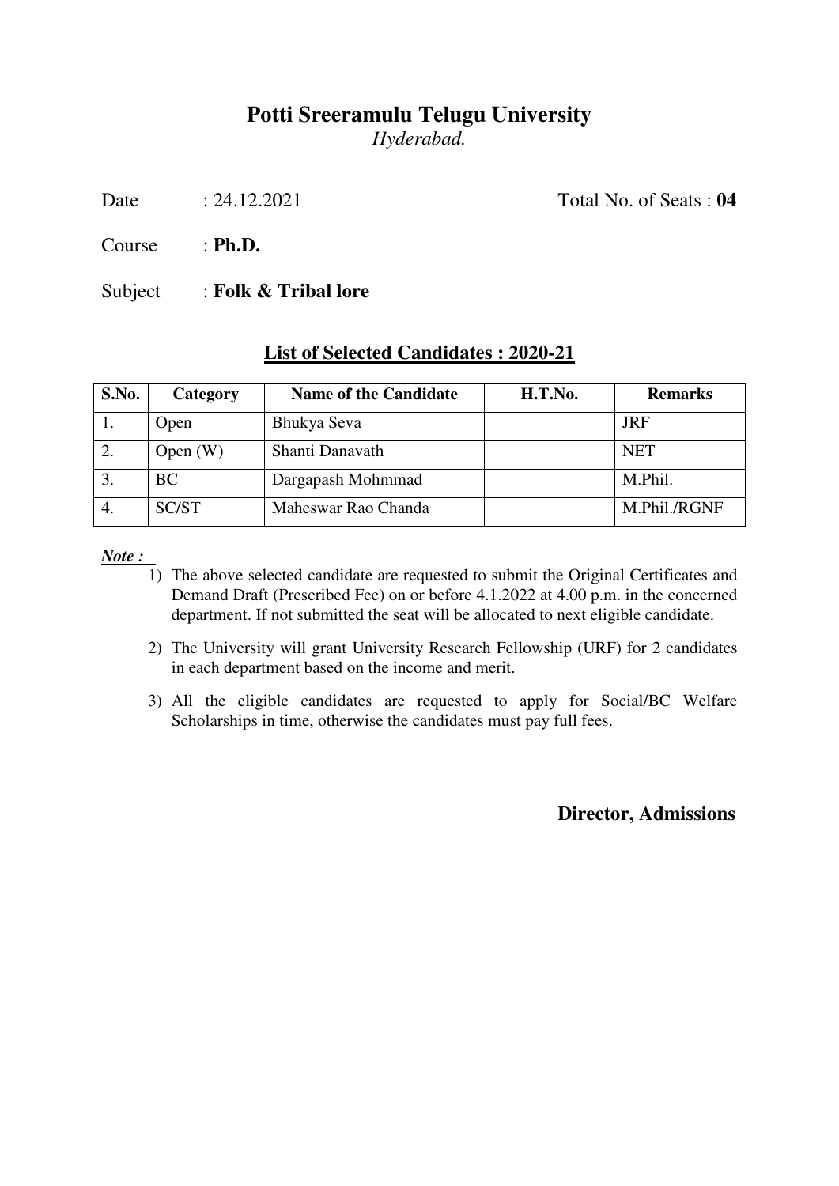# Potti Sreeramulu Telugu University

*Hyderabad.*

Date : 24.12.2021 Total No. of Seats : **04**

Course : **Ph.D.**

Subject : **Folk & Tribal lore**

## List of Selected Candidates : 2020-21

| S.No. | Category | Name of the Candidate | H.T.No. | Remarks |
|---|---|---|---|---|
| 1. | Open | Bhukya Seva | | JRF |
| 2. | Open (W) | Shanti Danavath | | NET |
| 3. | BC | Dargapash Mohmmad | | M.Phil. |
| 4. | SC/ST | Maheswar Rao Chanda | | M.Phil./RGNF |

***Note :***

1) The above selected candidate are requested to submit the Original Certificates and Demand Draft (Prescribed Fee) on or before 4.1.2022 at 4.00 p.m. in the concerned department. If not submitted the seat will be allocated to next eligible candidate.
2) The University will grant University Research Fellowship (URF) for 2 candidates in each department based on the income and merit.
3) All the eligible candidates are requested to apply for Social/BC Welfare Scholarships in time, otherwise the candidates must pay full fees.

**Director, Admissions**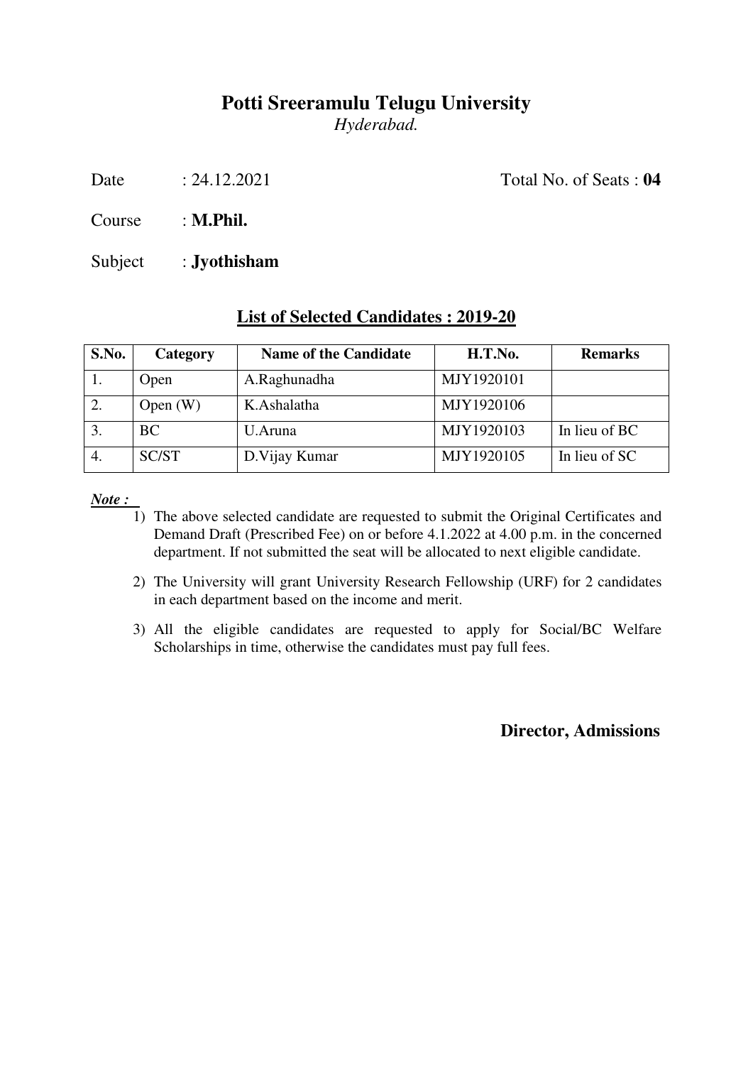# Potti Sreeramulu Telugu University

*Hyderabad.*

Date : 24.12.2021 Total No. of Seats : **04**

Course : **M.Phil.**

Subject : **Jyothisham**

## List of Selected Candidates : 2019-20

| S.No. | Category | Name of the Candidate | H.T.No. | Remarks |
|---|---|---|---|---|
| 1. | Open | A.Raghunadha | MJY1920101 | |
| 2. | Open (W) | K.Ashalatha | MJY1920106 | |
| 3. | BC | U.Aruna | MJY1920103 | In lieu of BC |
| 4. | SC/ST | D.Vijay Kumar | MJY1920105 | In lieu of SC |

***Note :***

1) The above selected candidate are requested to submit the Original Certificates and Demand Draft (Prescribed Fee) on or before 4.1.2022 at 4.00 p.m. in the concerned department. If not submitted the seat will be allocated to next eligible candidate.
2) The University will grant University Research Fellowship (URF) for 2 candidates in each department based on the income and merit.
3) All the eligible candidates are requested to apply for Social/BC Welfare Scholarships in time, otherwise the candidates must pay full fees.

**Director, Admissions**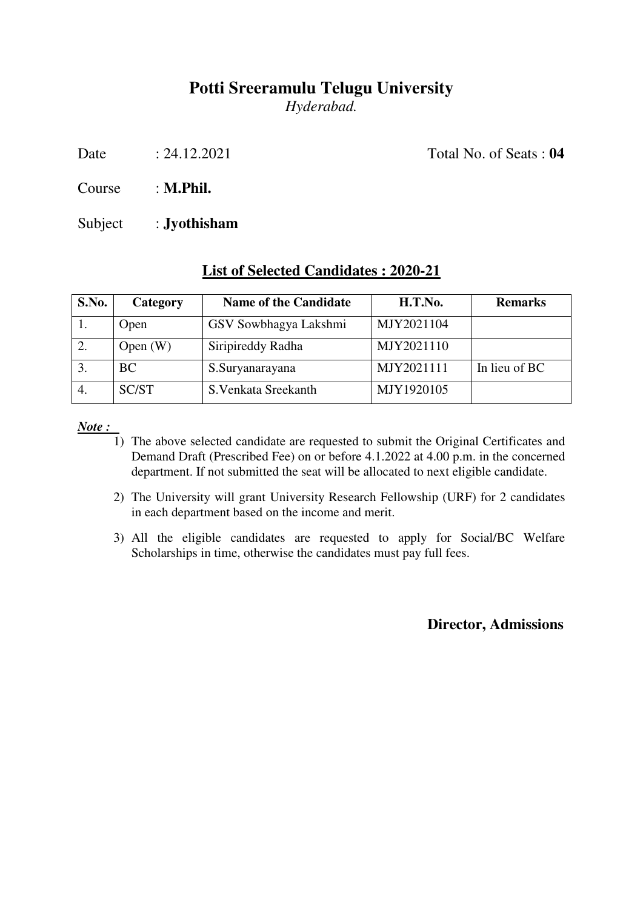# Potti Sreeramulu Telugu University

*Hyderabad.*

Date : 24.12.2021 Total No. of Seats : **04**

Course : **M.Phil.**

Subject : **Jyothisham**

## List of Selected Candidates : 2020-21

| S.No. | Category | Name of the Candidate | H.T.No. | Remarks |
|---|---|---|---|---|
| 1. | Open | GSV Sowbhagya Lakshmi | MJY2021104 | |
| 2. | Open (W) | Siripireddy Radha | MJY2021110 | |
| 3. | BC | S.Suryanarayana | MJY2021111 | In lieu of BC |
| 4. | SC/ST | S.Venkata Sreekanth | MJY1920105 | |

***Note :***

1) The above selected candidate are requested to submit the Original Certificates and Demand Draft (Prescribed Fee) on or before 4.1.2022 at 4.00 p.m. in the concerned department. If not submitted the seat will be allocated to next eligible candidate.
2) The University will grant University Research Fellowship (URF) for 2 candidates in each department based on the income and merit.
3) All the eligible candidates are requested to apply for Social/BC Welfare Scholarships in time, otherwise the candidates must pay full fees.

**Director, Admissions**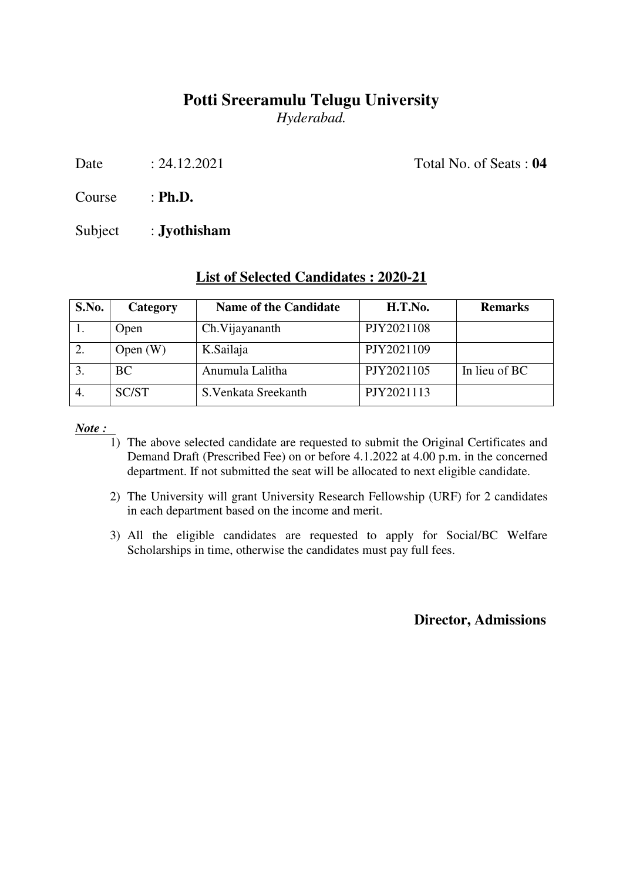# Potti Sreeramulu Telugu University

*Hyderabad.*

Date : 24.12.2021 Total No. of Seats : **04**

Course : **Ph.D.**

Subject : **Jyothisham**

## List of Selected Candidates : 2020-21

| S.No. | Category | Name of the Candidate | H.T.No. | Remarks |
|---|---|---|---|---|
| 1. | Open | Ch.Vijayananth | PJY2021108 | |
| 2. | Open (W) | K.Sailaja | PJY2021109 | |
| 3. | BC | Anumula Lalitha | PJY2021105 | In lieu of BC |
| 4. | SC/ST | S.Venkata Sreekanth | PJY2021113 | |

***Note :***

1) The above selected candidate are requested to submit the Original Certificates and Demand Draft (Prescribed Fee) on or before 4.1.2022 at 4.00 p.m. in the concerned department. If not submitted the seat will be allocated to next eligible candidate.
2) The University will grant University Research Fellowship (URF) for 2 candidates in each department based on the income and merit.
3) All the eligible candidates are requested to apply for Social/BC Welfare Scholarships in time, otherwise the candidates must pay full fees.

**Director, Admissions**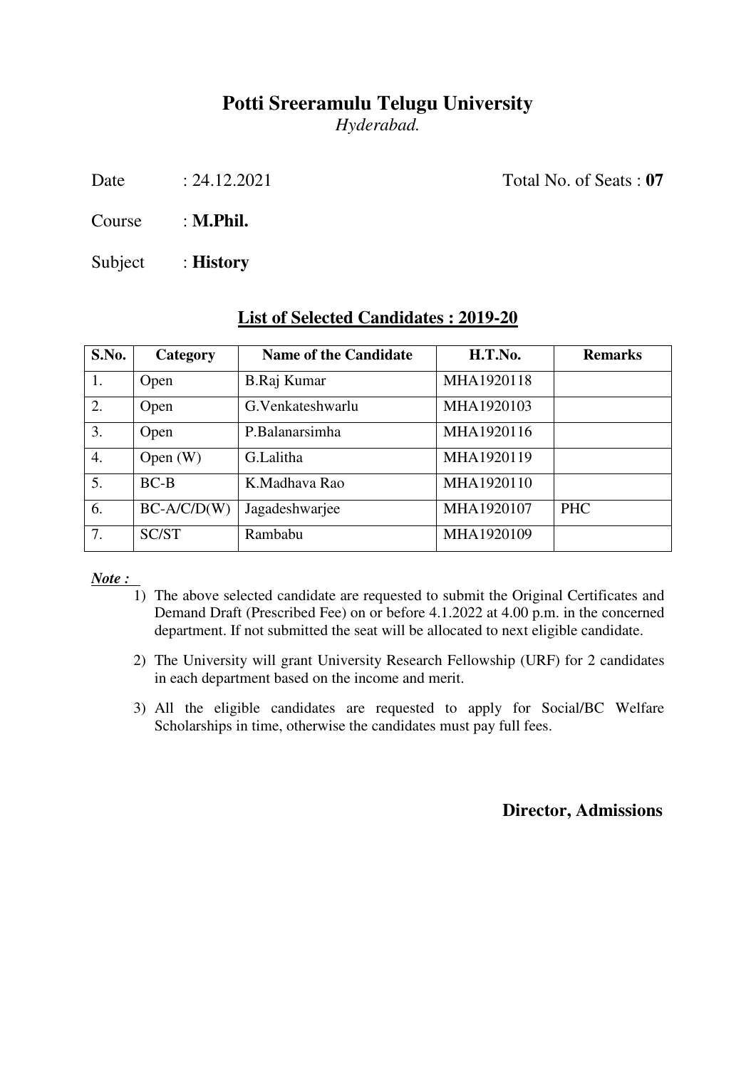# Potti Sreeramulu Telugu University

*Hyderabad.*

Date : 24.12.2021 Total No. of Seats : **07**

Course : **M.Phil.**

Subject : **History**

## List of Selected Candidates : 2019-20

| S.No. | Category | Name of the Candidate | H.T.No. | Remarks |
|---|---|---|---|---|
| 1. | Open | B.Raj Kumar | MHA1920118 | |
| 2. | Open | G.Venkateshwarlu | MHA1920103 | |
| 3. | Open | P.Balanarsimha | MHA1920116 | |
| 4. | Open (W) | G.Lalitha | MHA1920119 | |
| 5. | BC-B | K.Madhava Rao | MHA1920110 | |
| 6. | BC-A/C/D(W) | Jagadeshwarjee | MHA1920107 | PHC |
| 7. | SC/ST | Rambabu | MHA1920109 | |

***Note :***

1) The above selected candidate are requested to submit the Original Certificates and Demand Draft (Prescribed Fee) on or before 4.1.2022 at 4.00 p.m. in the concerned department. If not submitted the seat will be allocated to next eligible candidate.
2) The University will grant University Research Fellowship (URF) for 2 candidates in each department based on the income and merit.
3) All the eligible candidates are requested to apply for Social/BC Welfare Scholarships in time, otherwise the candidates must pay full fees.

**Director, Admissions**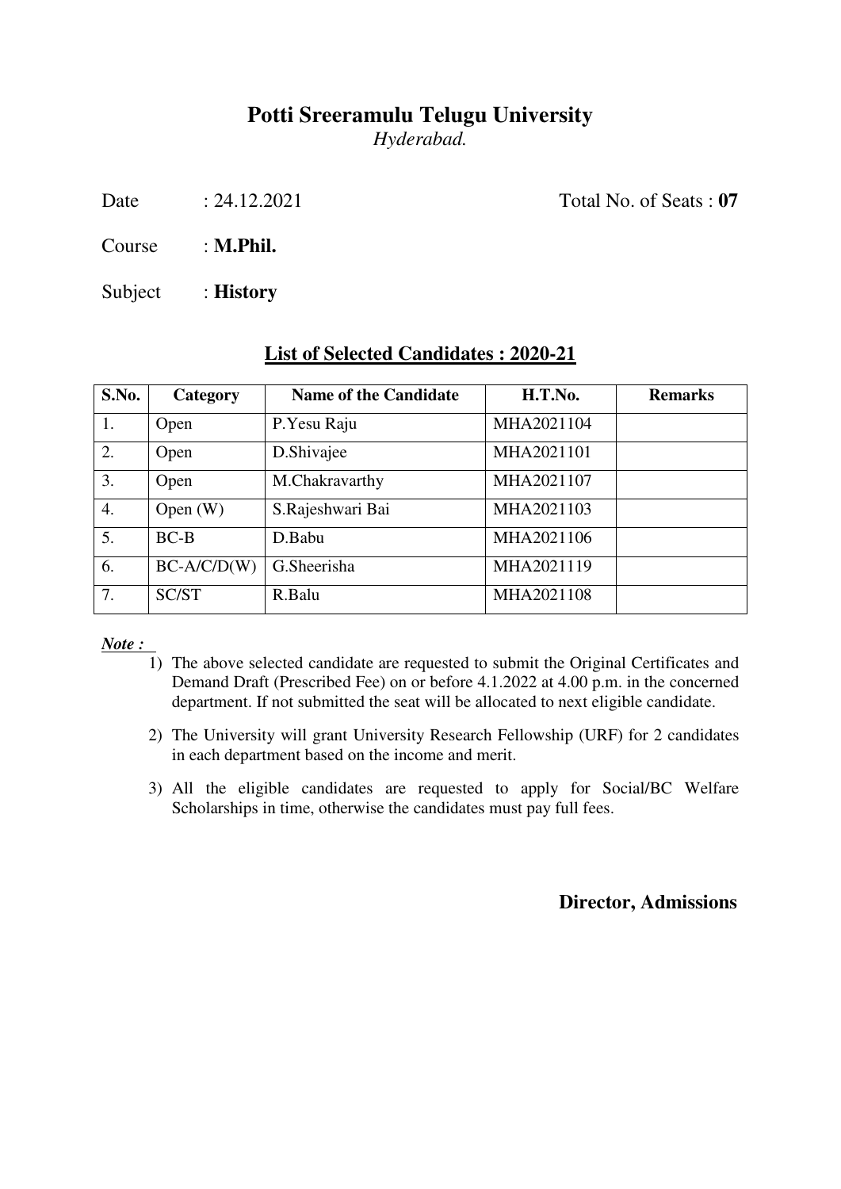# Potti Sreeramulu Telugu University

*Hyderabad.*

Date : 24.12.2021 Total No. of Seats : **07**

Course : **M.Phil.**

Subject : **History**

## List of Selected Candidates : 2020-21

| S.No. | Category | Name of the Candidate | H.T.No. | Remarks |
|---|---|---|---|---|
| 1. | Open | P.Yesu Raju | MHA2021104 | |
| 2. | Open | D.Shivajee | MHA2021101 | |
| 3. | Open | M.Chakravarthy | MHA2021107 | |
| 4. | Open (W) | S.Rajeshwari Bai | MHA2021103 | |
| 5. | BC-B | D.Babu | MHA2021106 | |
| 6. | BC-A/C/D(W) | G.Sheerisha | MHA2021119 | |
| 7. | SC/ST | R.Balu | MHA2021108 | |

***Note :***

1) The above selected candidate are requested to submit the Original Certificates and Demand Draft (Prescribed Fee) on or before 4.1.2022 at 4.00 p.m. in the concerned department. If not submitted the seat will be allocated to next eligible candidate.
2) The University will grant University Research Fellowship (URF) for 2 candidates in each department based on the income and merit.
3) All the eligible candidates are requested to apply for Social/BC Welfare Scholarships in time, otherwise the candidates must pay full fees.

**Director, Admissions**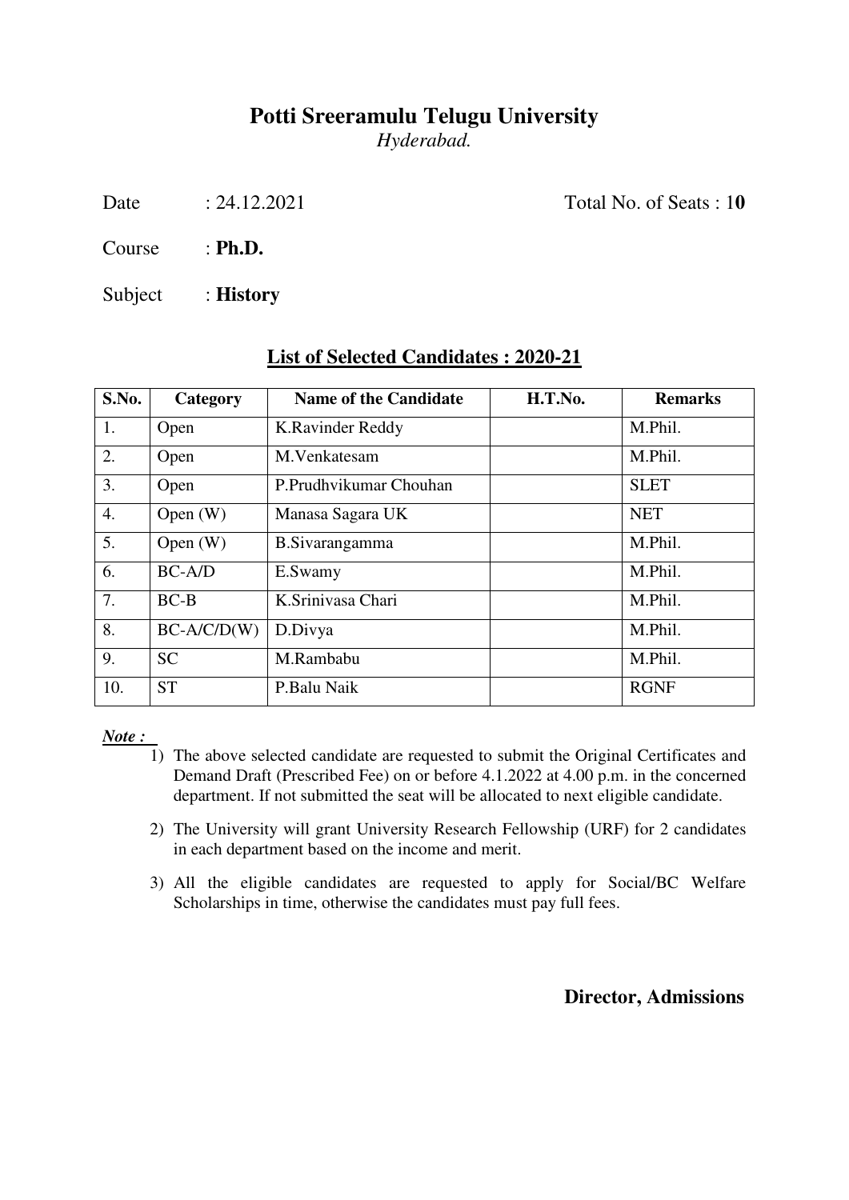# Potti Sreeramulu Telugu University

*Hyderabad.*

Date : 24.12.2021 Total No. of Seats : 1**0**

Course : **Ph.D.**

Subject : **History**

## List of Selected Candidates : 2020-21

| S.No. | Category | Name of the Candidate | H.T.No. | Remarks |
|---|---|---|---|---|
| 1. | Open | K.Ravinder Reddy | | M.Phil. |
| 2. | Open | M.Venkatesam | | M.Phil. |
| 3. | Open | P.Prudhvikumar Chouhan | | SLET |
| 4. | Open (W) | Manasa Sagara UK | | NET |
| 5. | Open (W) | B.Sivarangamma | | M.Phil. |
| 6. | BC-A/D | E.Swamy | | M.Phil. |
| 7. | BC-B | K.Srinivasa Chari | | M.Phil. |
| 8. | BC-A/C/D(W) | D.Divya | | M.Phil. |
| 9. | SC | M.Rambabu | | M.Phil. |
| 10. | ST | P.Balu Naik | | RGNF |

***Note :***

1) The above selected candidate are requested to submit the Original Certificates and Demand Draft (Prescribed Fee) on or before 4.1.2022 at 4.00 p.m. in the concerned department. If not submitted the seat will be allocated to next eligible candidate.
2) The University will grant University Research Fellowship (URF) for 2 candidates in each department based on the income and merit.
3) All the eligible candidates are requested to apply for Social/BC Welfare Scholarships in time, otherwise the candidates must pay full fees.

**Director, Admissions**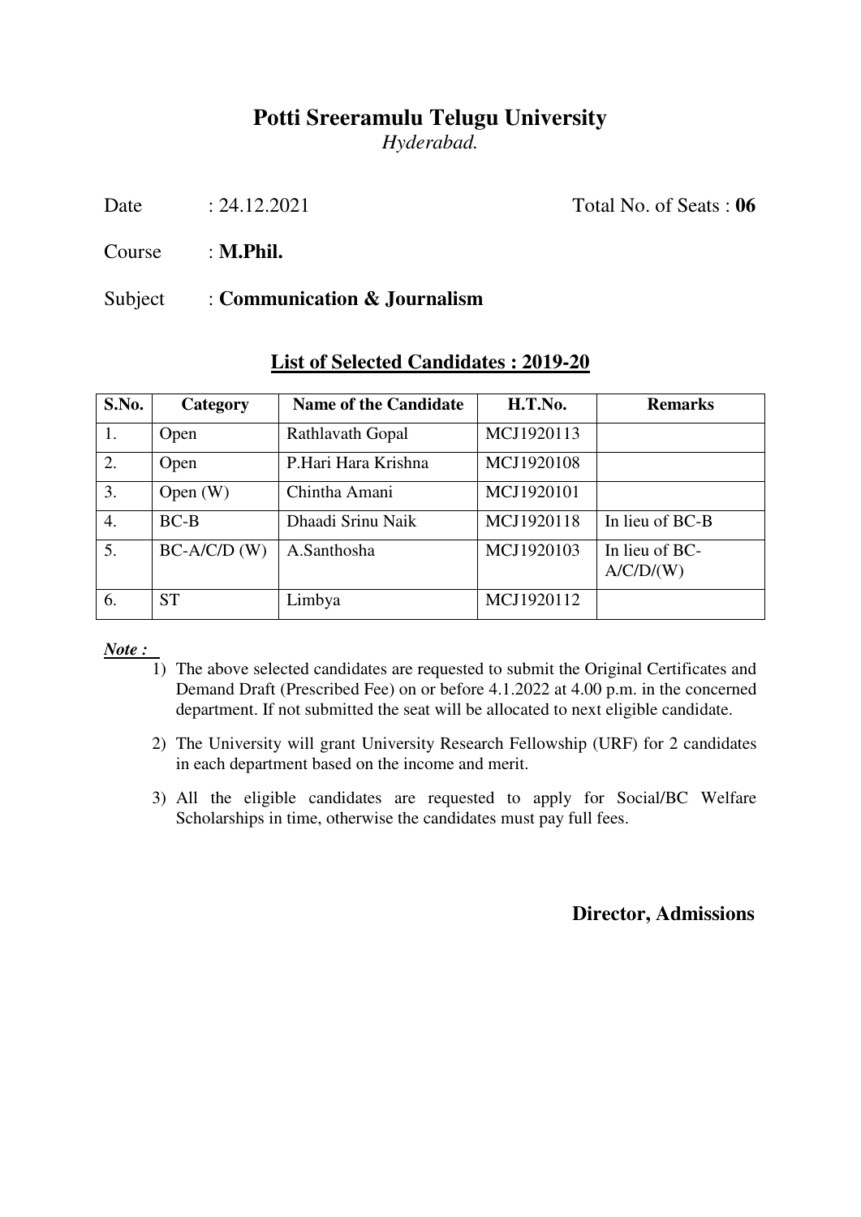# Potti Sreeramulu Telugu University

*Hyderabad.*

Date : 24.12.2021 Total No. of Seats : **06**

Course : **M.Phil.**

Subject : **Communication & Journalism**

## List of Selected Candidates : 2019-20

| S.No. | Category | Name of the Candidate | H.T.No. | Remarks |
|---|---|---|---|---|
| 1. | Open | Rathlavath Gopal | MCJ1920113 | |
| 2. | Open | P.Hari Hara Krishna | MCJ1920108 | |
| 3. | Open (W) | Chintha Amani | MCJ1920101 | |
| 4. | BC-B | Dhaadi Srinu Naik | MCJ1920118 | In lieu of BC-B |
| 5. | BC-A/C/D (W) | A.Santhosha | MCJ1920103 | In lieu of BC-A/C/D/(W) |
| 6. | ST | Limbya | MCJ1920112 | |

***Note :***

1) The above selected candidates are requested to submit the Original Certificates and Demand Draft (Prescribed Fee) on or before 4.1.2022 at 4.00 p.m. in the concerned department. If not submitted the seat will be allocated to next eligible candidate.
2) The University will grant University Research Fellowship (URF) for 2 candidates in each department based on the income and merit.
3) All the eligible candidates are requested to apply for Social/BC Welfare Scholarships in time, otherwise the candidates must pay full fees.

**Director, Admissions**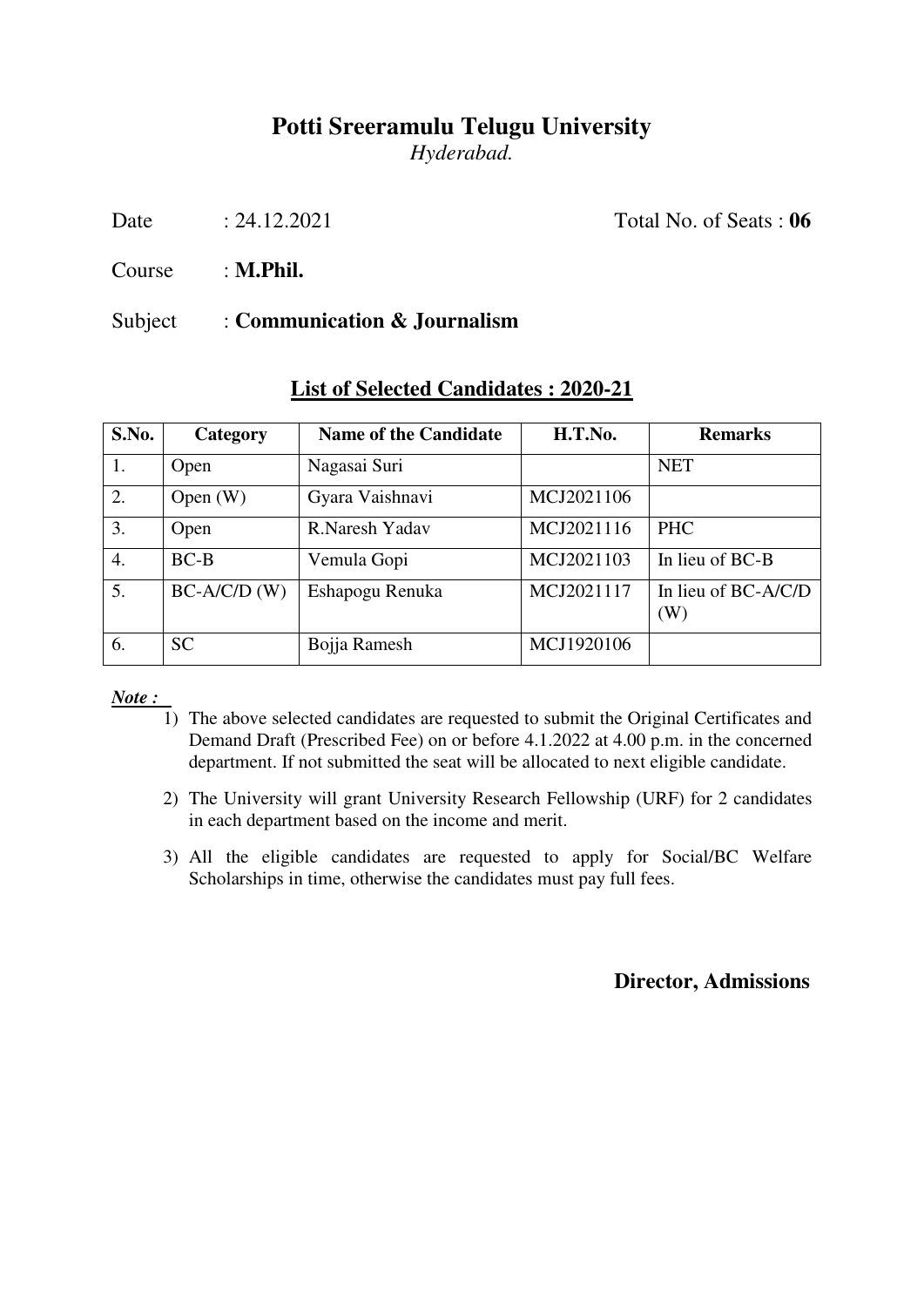# Potti Sreeramulu Telugu University

*Hyderabad.*

Date : 24.12.2021 Total No. of Seats : **06**

Course : **M.Phil.**

Subject : **Communication & Journalism**

## List of Selected Candidates : 2020-21

| S.No. | Category | Name of the Candidate | H.T.No. | Remarks |
|---|---|---|---|---|
| 1. | Open | Nagasai Suri | | NET |
| 2. | Open (W) | Gyara Vaishnavi | MCJ2021106 | |
| 3. | Open | R.Naresh Yadav | MCJ2021116 | PHC |
| 4. | BC-B | Vemula Gopi | MCJ2021103 | In lieu of BC-B |
| 5. | BC-A/C/D (W) | Eshapogu Renuka | MCJ2021117 | In lieu of BC-A/C/D (W) |
| 6. | SC | Bojja Ramesh | MCJ1920106 | |

***Note :***

1) The above selected candidates are requested to submit the Original Certificates and Demand Draft (Prescribed Fee) on or before 4.1.2022 at 4.00 p.m. in the concerned department. If not submitted the seat will be allocated to next eligible candidate.
2) The University will grant University Research Fellowship (URF) for 2 candidates in each department based on the income and merit.
3) All the eligible candidates are requested to apply for Social/BC Welfare Scholarships in time, otherwise the candidates must pay full fees.

**Director, Admissions**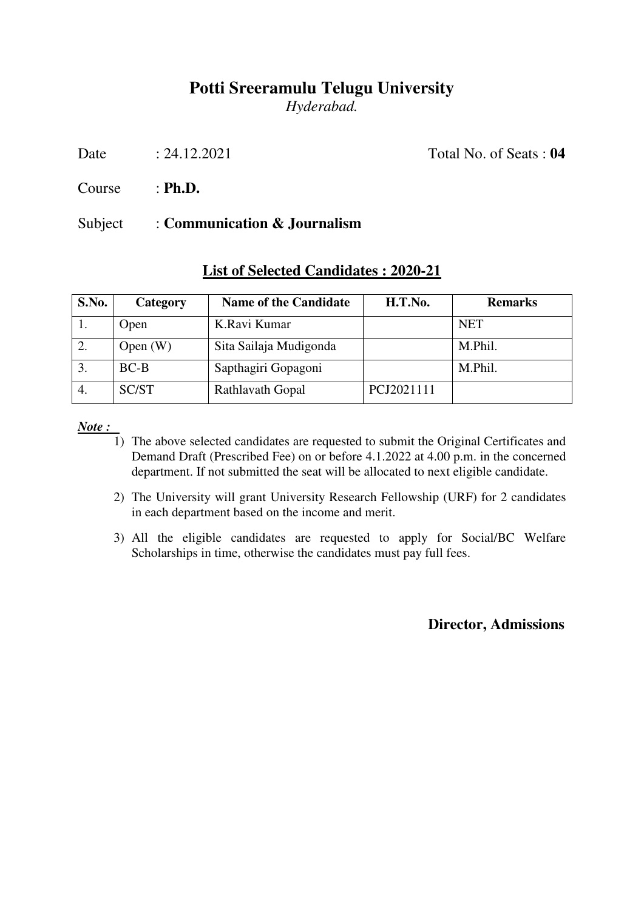# Potti Sreeramulu Telugu University

*Hyderabad.*

Date : 24.12.2021 Total No. of Seats : **04**

Course : **Ph.D.**

Subject : **Communication & Journalism**

## List of Selected Candidates : 2020-21

| S.No. | Category | Name of the Candidate | H.T.No. | Remarks |
|---|---|---|---|---|
| 1. | Open | K.Ravi Kumar | | NET |
| 2. | Open (W) | Sita Sailaja Mudigonda | | M.Phil. |
| 3. | BC-B | Sapthagiri Gopagoni | | M.Phil. |
| 4. | SC/ST | Rathlavath Gopal | PCJ2021111 | |

***Note :***

1) The above selected candidates are requested to submit the Original Certificates and Demand Draft (Prescribed Fee) on or before 4.1.2022 at 4.00 p.m. in the concerned department. If not submitted the seat will be allocated to next eligible candidate.
2) The University will grant University Research Fellowship (URF) for 2 candidates in each department based on the income and merit.
3) All the eligible candidates are requested to apply for Social/BC Welfare Scholarships in time, otherwise the candidates must pay full fees.

**Director, Admissions**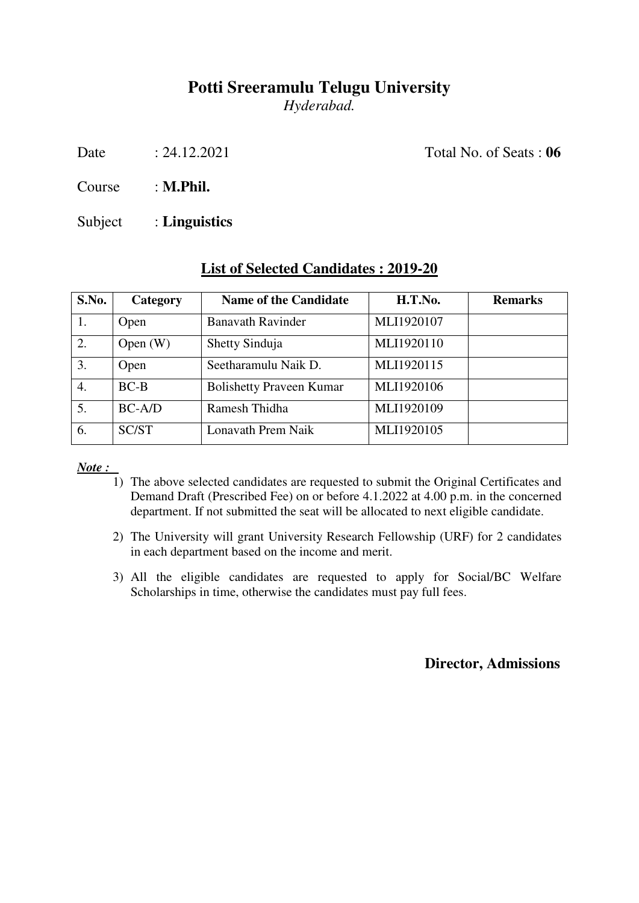# Potti Sreeramulu Telugu University

*Hyderabad.*

Date : 24.12.2021 Total No. of Seats : **06**

Course : **M.Phil.**

Subject : **Linguistics**

## List of Selected Candidates : 2019-20

| S.No. | Category | Name of the Candidate | H.T.No. | Remarks |
|---|---|---|---|---|
| 1. | Open | Banavath Ravinder | MLI1920107 | |
| 2. | Open (W) | Shetty Sinduja | MLI1920110 | |
| 3. | Open | Seetharamulu Naik D. | MLI1920115 | |
| 4. | BC-B | Bolishetty Praveen Kumar | MLI1920106 | |
| 5. | BC-A/D | Ramesh Thidha | MLI1920109 | |
| 6. | SC/ST | Lonavath Prem Naik | MLI1920105 | |

***Note :***

1) The above selected candidates are requested to submit the Original Certificates and Demand Draft (Prescribed Fee) on or before 4.1.2022 at 4.00 p.m. in the concerned department. If not submitted the seat will be allocated to next eligible candidate.
2) The University will grant University Research Fellowship (URF) for 2 candidates in each department based on the income and merit.
3) All the eligible candidates are requested to apply for Social/BC Welfare Scholarships in time, otherwise the candidates must pay full fees.

**Director, Admissions**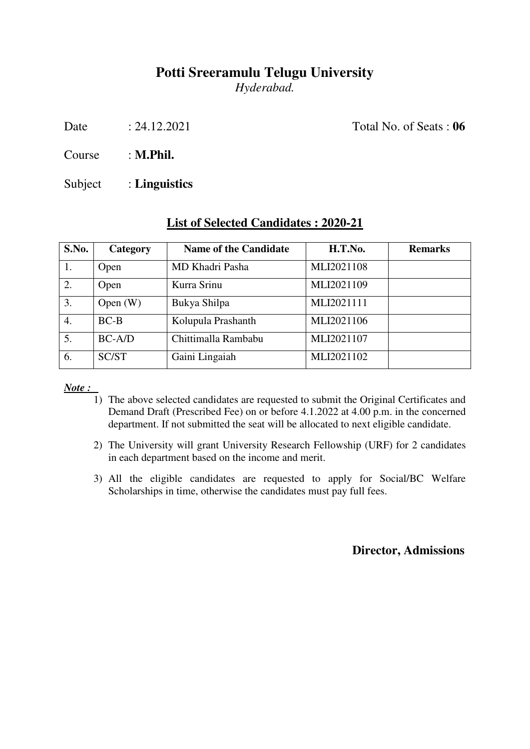# Potti Sreeramulu Telugu University

*Hyderabad.*

Date : 24.12.2021 Total No. of Seats : **06**

Course : **M.Phil.**

Subject : **Linguistics**

## List of Selected Candidates : 2020-21

| S.No. | Category | Name of the Candidate | H.T.No. | Remarks |
|---|---|---|---|---|
| 1. | Open | MD Khadri Pasha | MLI2021108 | |
| 2. | Open | Kurra Srinu | MLI2021109 | |
| 3. | Open (W) | Bukya Shilpa | MLI2021111 | |
| 4. | BC-B | Kolupula Prashanth | MLI2021106 | |
| 5. | BC-A/D | Chittimalla Rambabu | MLI2021107 | |
| 6. | SC/ST | Gaini Lingaiah | MLI2021102 | |

***Note :***

1) The above selected candidates are requested to submit the Original Certificates and Demand Draft (Prescribed Fee) on or before 4.1.2022 at 4.00 p.m. in the concerned department. If not submitted the seat will be allocated to next eligible candidate.
2) The University will grant University Research Fellowship (URF) for 2 candidates in each department based on the income and merit.
3) All the eligible candidates are requested to apply for Social/BC Welfare Scholarships in time, otherwise the candidates must pay full fees.

**Director, Admissions**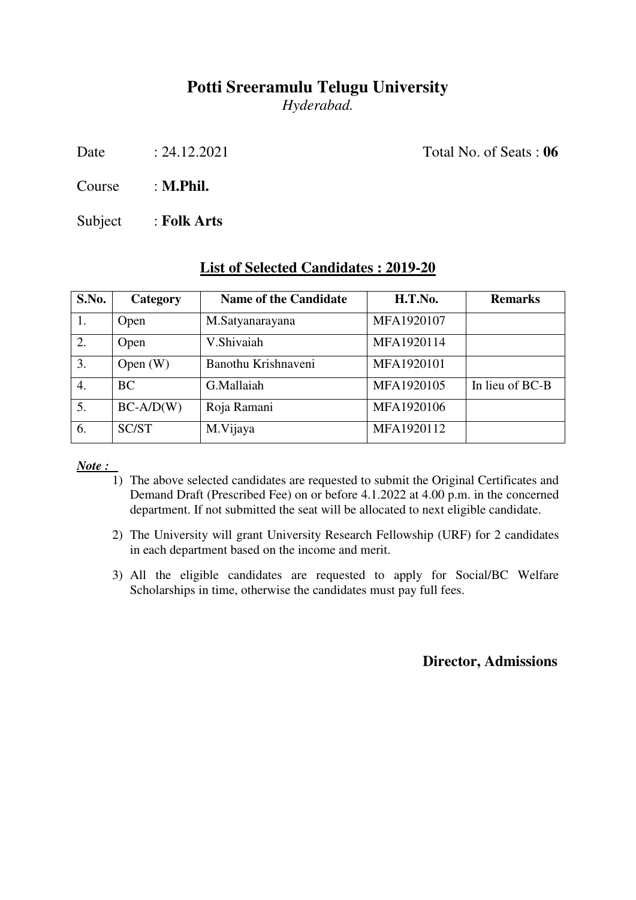# Potti Sreeramulu Telugu University

*Hyderabad.*

Date : 24.12.2021 Total No. of Seats : **06**

Course : **M.Phil.**

Subject : **Folk Arts**

## List of Selected Candidates : 2019-20

| S.No. | Category | Name of the Candidate | H.T.No. | Remarks |
|---|---|---|---|---|
| 1. | Open | M.Satyanarayana | MFA1920107 | |
| 2. | Open | V.Shivaiah | MFA1920114 | |
| 3. | Open (W) | Banothu Krishnaveni | MFA1920101 | |
| 4. | BC | G.Mallaiah | MFA1920105 | In lieu of BC-B |
| 5. | BC-A/D(W) | Roja Ramani | MFA1920106 | |
| 6. | SC/ST | M.Vijaya | MFA1920112 | |

***Note :***

1) The above selected candidates are requested to submit the Original Certificates and Demand Draft (Prescribed Fee) on or before 4.1.2022 at 4.00 p.m. in the concerned department. If not submitted the seat will be allocated to next eligible candidate.
2) The University will grant University Research Fellowship (URF) for 2 candidates in each department based on the income and merit.
3) All the eligible candidates are requested to apply for Social/BC Welfare Scholarships in time, otherwise the candidates must pay full fees.

**Director, Admissions**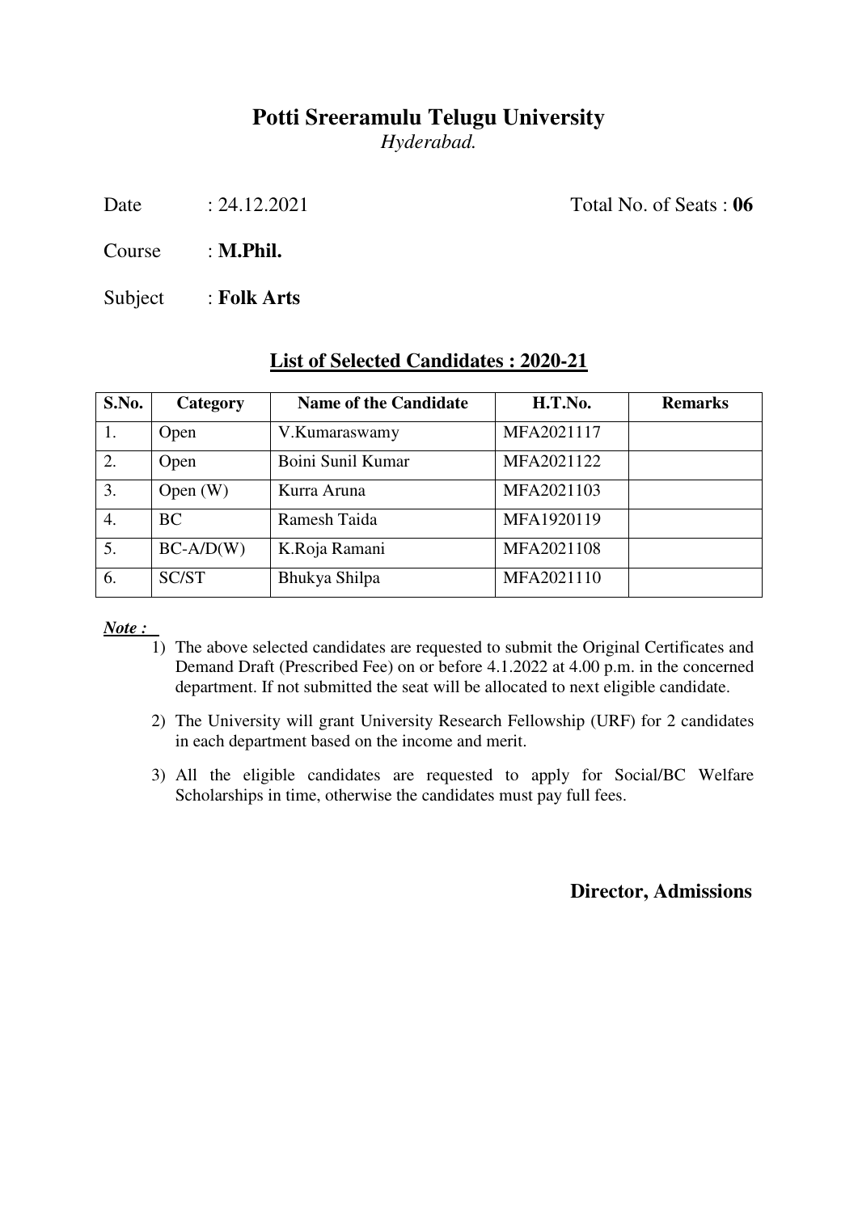# Potti Sreeramulu Telugu University

*Hyderabad.*

Date : 24.12.2021 Total No. of Seats : **06**

Course : **M.Phil.**

Subject : **Folk Arts**

## List of Selected Candidates : 2020-21

| S.No. | Category | Name of the Candidate | H.T.No. | Remarks |
|---|---|---|---|---|
| 1. | Open | V.Kumaraswamy | MFA2021117 | |
| 2. | Open | Boini Sunil Kumar | MFA2021122 | |
| 3. | Open (W) | Kurra Aruna | MFA2021103 | |
| 4. | BC | Ramesh Taida | MFA1920119 | |
| 5. | BC-A/D(W) | K.Roja Ramani | MFA2021108 | |
| 6. | SC/ST | Bhukya Shilpa | MFA2021110 | |

***Note :***

1) The above selected candidates are requested to submit the Original Certificates and Demand Draft (Prescribed Fee) on or before 4.1.2022 at 4.00 p.m. in the concerned department. If not submitted the seat will be allocated to next eligible candidate.

2) The University will grant University Research Fellowship (URF) for 2 candidates in each department based on the income and merit.

3) All the eligible candidates are requested to apply for Social/BC Welfare Scholarships in time, otherwise the candidates must pay full fees.

**Director, Admissions**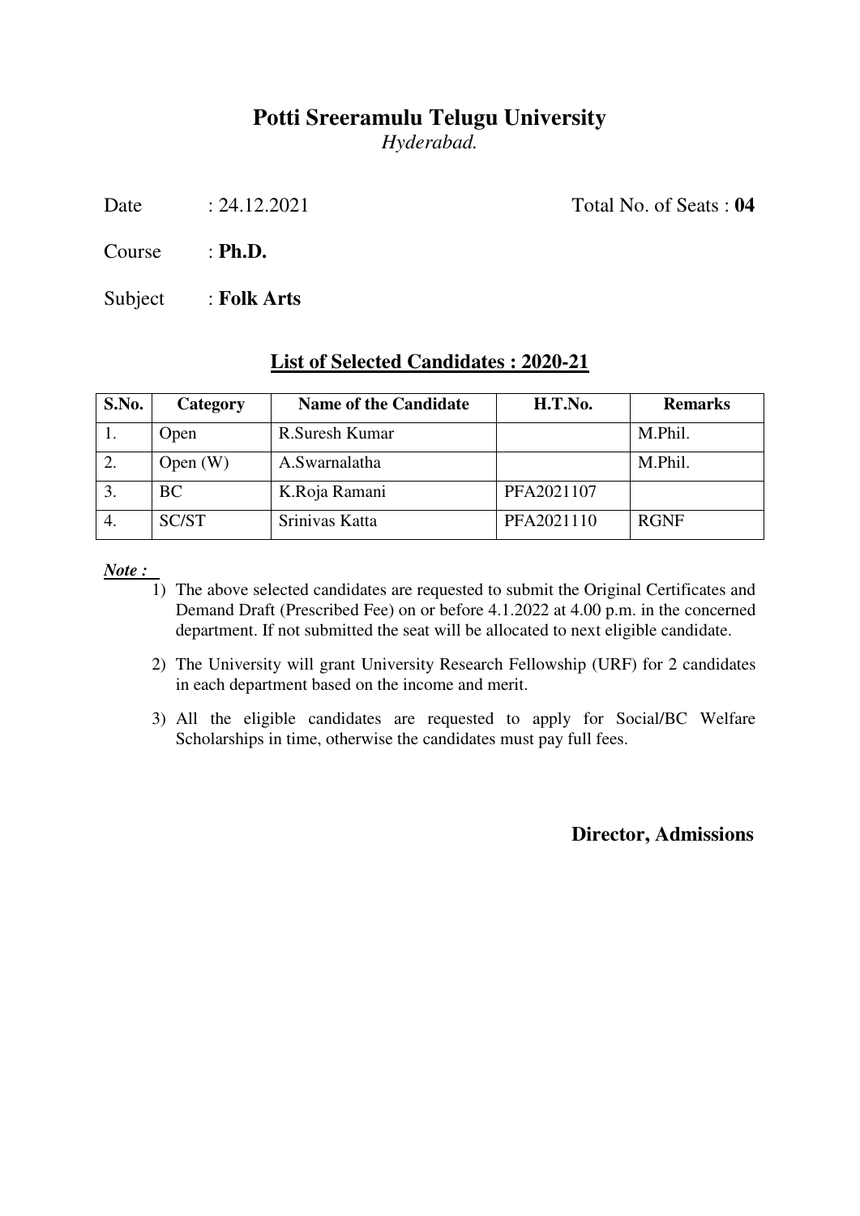# Potti Sreeramulu Telugu University

*Hyderabad.*

Date : 24.12.2021 Total No. of Seats : **04**

Course : **Ph.D.**

Subject : **Folk Arts**

## List of Selected Candidates : 2020-21

| S.No. | Category | Name of the Candidate | H.T.No. | Remarks |
|---|---|---|---|---|
| 1. | Open | R.Suresh Kumar | | M.Phil. |
| 2. | Open (W) | A.Swarnalatha | | M.Phil. |
| 3. | BC | K.Roja Ramani | PFA2021107 | |
| 4. | SC/ST | Srinivas Katta | PFA2021110 | RGNF |

***Note :***

1) The above selected candidates are requested to submit the Original Certificates and Demand Draft (Prescribed Fee) on or before 4.1.2022 at 4.00 p.m. in the concerned department. If not submitted the seat will be allocated to next eligible candidate.
2) The University will grant University Research Fellowship (URF) for 2 candidates in each department based on the income and merit.
3) All the eligible candidates are requested to apply for Social/BC Welfare Scholarships in time, otherwise the candidates must pay full fees.

**Director, Admissions**